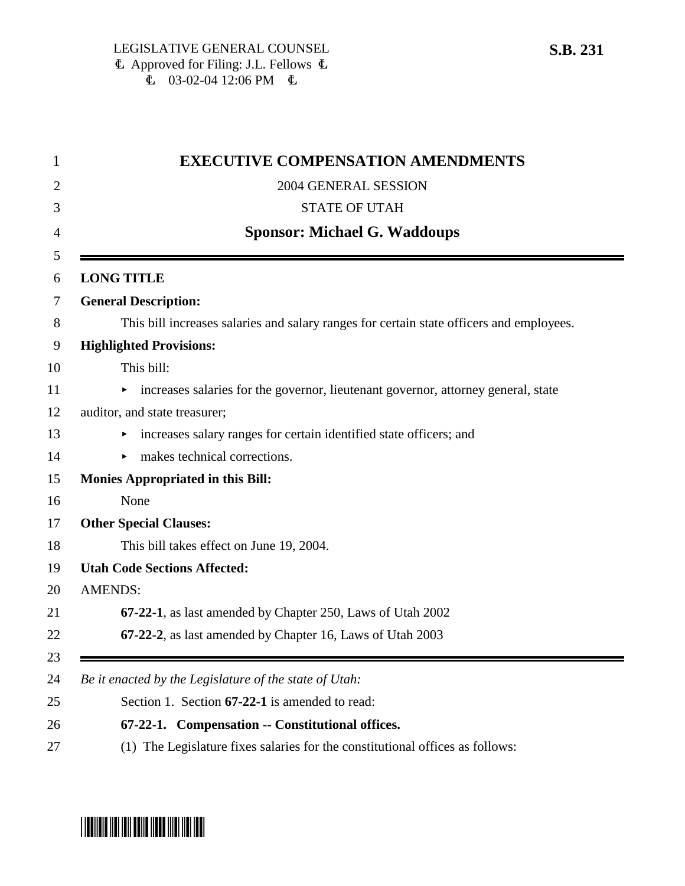LEGISLATIVE GENERAL COUNSEL
Approved for Filing: J.L. Fellows
03-02-04 12:06 PM

**S.B. 231**

# EXECUTIVE COMPENSATION AMENDMENTS

2004 GENERAL SESSION

STATE OF UTAH

**Sponsor: Michael G. Waddoups**

---

**LONG TITLE**

**General Description:**

This bill increases salaries and salary ranges for certain state officers and employees.

**Highlighted Provisions:**

This bill:

- increases salaries for the governor, lieutenant governor, attorney general, state auditor, and state treasurer;
- increases salary ranges for certain identified state officers; and
- makes technical corrections.

**Monies Appropriated in this Bill:**

None

**Other Special Clauses:**

This bill takes effect on June 19, 2004.

**Utah Code Sections Affected:**

AMENDS:

**67-22-1**, as last amended by Chapter 250, Laws of Utah 2002

**67-22-2**, as last amended by Chapter 16, Laws of Utah 2003

---

*Be it enacted by the Legislature of the state of Utah:*

Section 1. Section **67-22-1** is amended to read:

**67-22-1. Compensation -- Constitutional offices.**

(1) The Legislature fixes salaries for the constitutional offices as follows: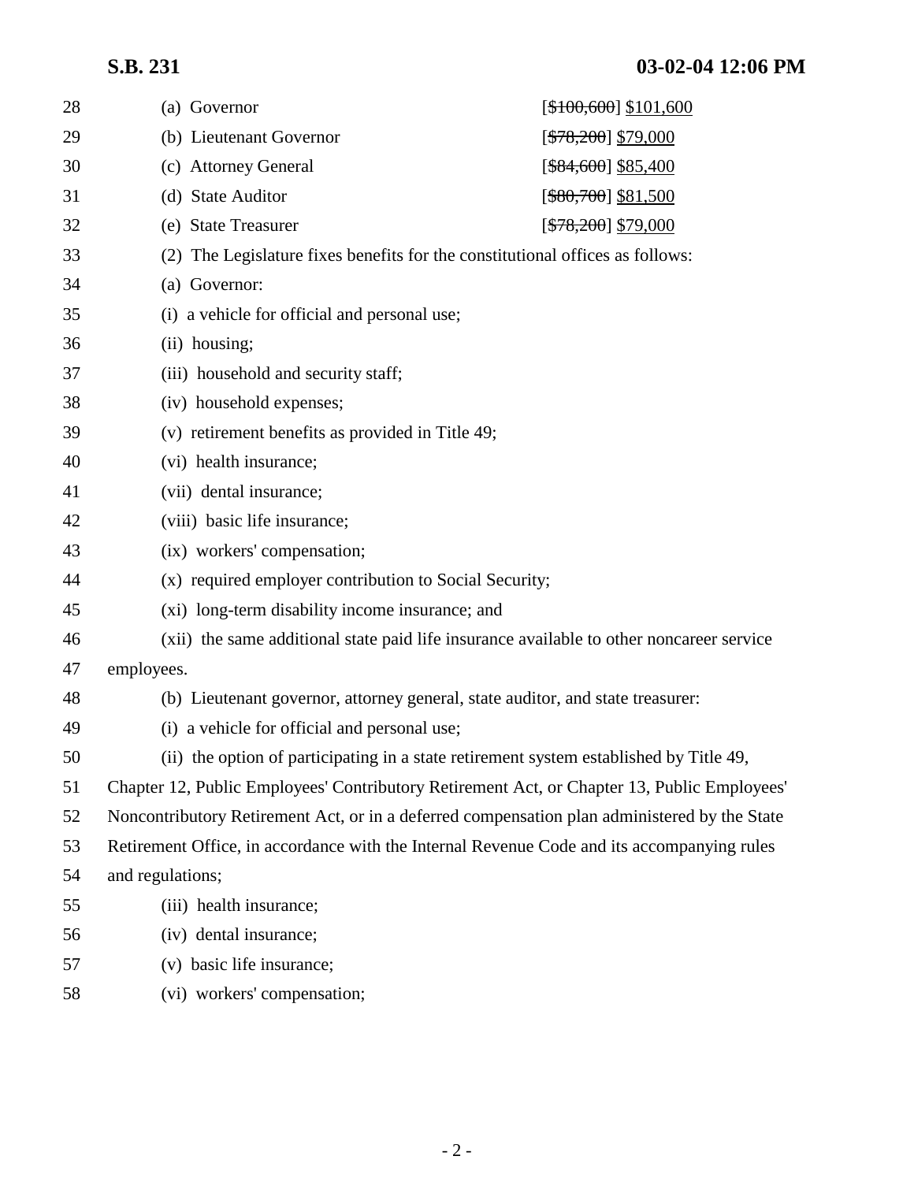| | |
|---|---|
| (a) Governor | [~~$100,600~~] $101,600 |
| (b) Lieutenant Governor | [~~$78,200~~] $79,000 |
| (c) Attorney General | [~~$84,600~~] $85,400 |
| (d) State Auditor | [~~$80,700~~] $81,500 |
| (e) State Treasurer | [~~$78,200~~] $79,000 |

(2) The Legislature fixes benefits for the constitutional offices as follows:

(a) Governor:

(i) a vehicle for official and personal use;

(ii) housing;

(iii) household and security staff;

(iv) household expenses;

(v) retirement benefits as provided in Title 49;

(vi) health insurance;

(vii) dental insurance;

(viii) basic life insurance;

(ix) workers' compensation;

(x) required employer contribution to Social Security;

(xi) long-term disability income insurance; and

(xii) the same additional state paid life insurance available to other noncareer service employees.

(b) Lieutenant governor, attorney general, state auditor, and state treasurer:

(i) a vehicle for official and personal use;

(ii) the option of participating in a state retirement system established by Title 49, Chapter 12, Public Employees' Contributory Retirement Act, or Chapter 13, Public Employees' Noncontributory Retirement Act, or in a deferred compensation plan administered by the State Retirement Office, in accordance with the Internal Revenue Code and its accompanying rules and regulations;

(iii) health insurance;

(iv) dental insurance;

(v) basic life insurance;

(vi) workers' compensation;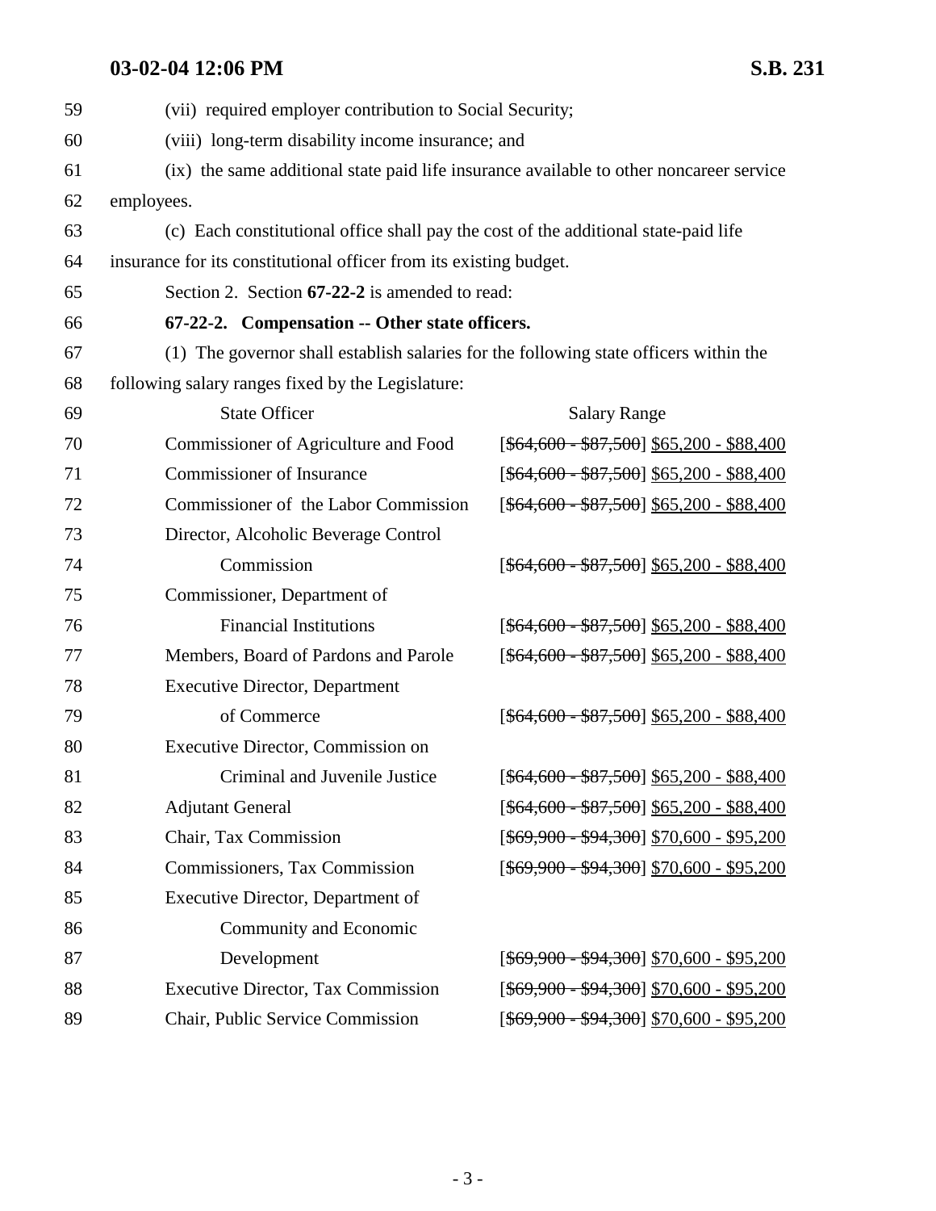(vii) required employer contribution to Social Security;

(viii) long-term disability income insurance; and

(ix) the same additional state paid life insurance available to other noncareer service employees.

(c) Each constitutional office shall pay the cost of the additional state-paid life insurance for its constitutional officer from its existing budget.

Section 2. Section **67-22-2** is amended to read:

**67-22-2. Compensation -- Other state officers.**

(1) The governor shall establish salaries for the following state officers within the following salary ranges fixed by the Legislature:

| State Officer | Salary Range |
|---|---|
| Commissioner of Agriculture and Food | [~~$64,600 - $87,500~~] <u>$65,200 - $88,400</u> |
| Commissioner of Insurance | [~~$64,600 - $87,500~~] <u>$65,200 - $88,400</u> |
| Commissioner of the Labor Commission | [~~$64,600 - $87,500~~] <u>$65,200 - $88,400</u> |
| Director, Alcoholic Beverage Control Commission | [~~$64,600 - $87,500~~] <u>$65,200 - $88,400</u> |
| Commissioner, Department of Financial Institutions | [~~$64,600 - $87,500~~] <u>$65,200 - $88,400</u> |
| Members, Board of Pardons and Parole | [~~$64,600 - $87,500~~] <u>$65,200 - $88,400</u> |
| Executive Director, Department of Commerce | [~~$64,600 - $87,500~~] <u>$65,200 - $88,400</u> |
| Executive Director, Commission on Criminal and Juvenile Justice | [~~$64,600 - $87,500~~] <u>$65,200 - $88,400</u> |
| Adjutant General | [~~$64,600 - $87,500~~] <u>$65,200 - $88,400</u> |
| Chair, Tax Commission | [~~$69,900 - $94,300~~] <u>$70,600 - $95,200</u> |
| Commissioners, Tax Commission | [~~$69,900 - $94,300~~] <u>$70,600 - $95,200</u> |
| Executive Director, Department of Community and Economic Development | [~~$69,900 - $94,300~~] <u>$70,600 - $95,200</u> |
| Executive Director, Tax Commission | [~~$69,900 - $94,300~~] <u>$70,600 - $95,200</u> |
| Chair, Public Service Commission | [~~$69,900 - $94,300~~] <u>$70,600 - $95,200</u> |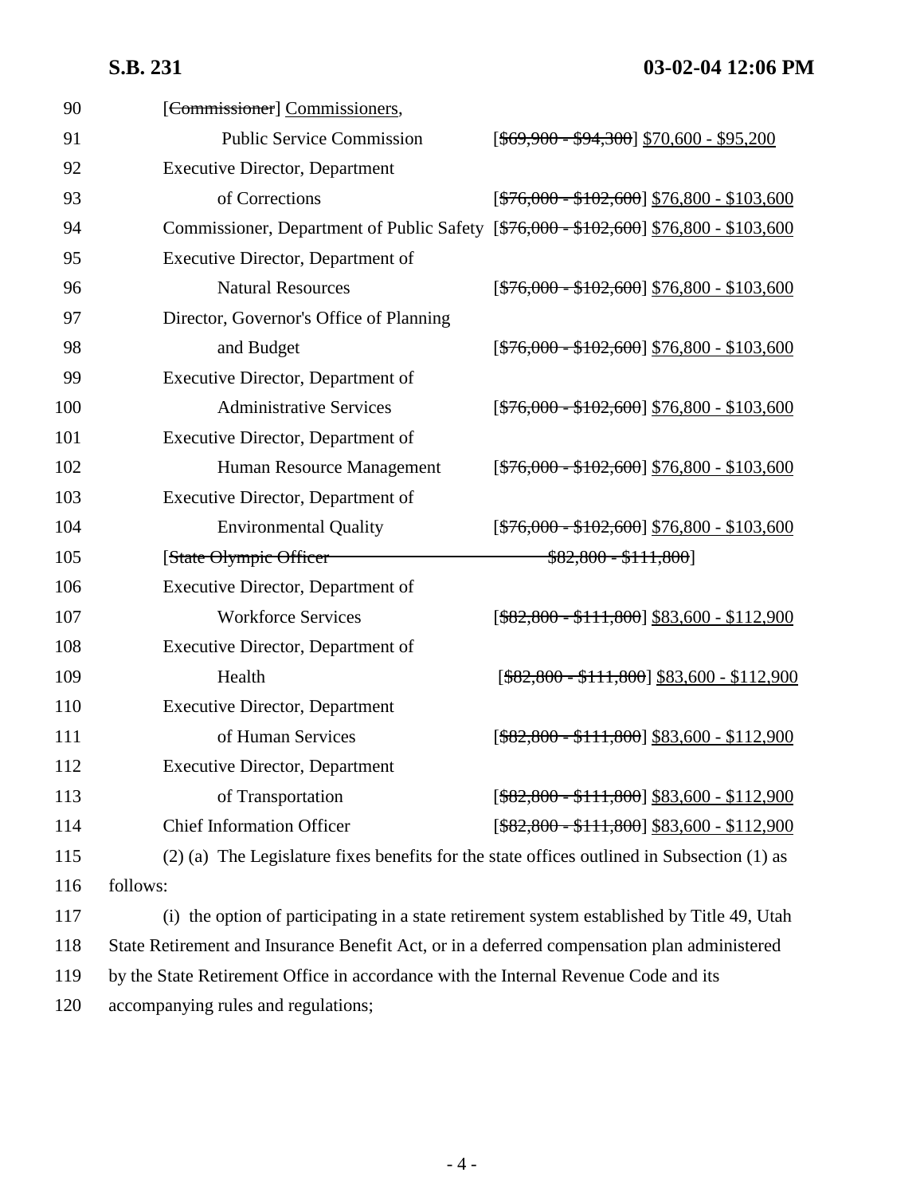90 [~~Commissioner~~] Commissioners,

91 Public Service Commission [~~$69,900 - $94,300~~] $70,600 - $95,200

92 Executive Director, Department

93 of Corrections [~~$76,000 - $102,600~~] $76,800 - $103,600

94 Commissioner, Department of Public Safety [~~$76,000 - $102,600~~] $76,800 - $103,600

95 Executive Director, Department of

96 Natural Resources [~~$76,000 - $102,600~~] $76,800 - $103,600

97 Director, Governor's Office of Planning

98 and Budget [~~$76,000 - $102,600~~] $76,800 - $103,600

99 Executive Director, Department of

100 Administrative Services [~~$76,000 - $102,600~~] $76,800 - $103,600

101 Executive Director, Department of

102 Human Resource Management [~~$76,000 - $102,600~~] $76,800 - $103,600

103 Executive Director, Department of

104 Environmental Quality [~~$76,000 - $102,600~~] $76,800 - $103,600

105 [~~State Olympic Officer $82,800 - $111,800~~]

106 Executive Director, Department of

107 Workforce Services [~~$82,800 - $111,800~~] $83,600 - $112,900

108 Executive Director, Department of

109 Health [~~$82,800 - $111,800~~] $83,600 - $112,900

110 Executive Director, Department

111 of Human Services [~~$82,800 - $111,800~~] $83,600 - $112,900

112 Executive Director, Department

113 of Transportation [~~$82,800 - $111,800~~] $83,600 - $112,900

114 Chief Information Officer [~~$82,800 - $111,800~~] $83,600 - $112,900

115 (2) (a) The Legislature fixes benefits for the state offices outlined in Subsection (1) as

116 follows:

117 (i) the option of participating in a state retirement system established by Title 49, Utah

118 State Retirement and Insurance Benefit Act, or in a deferred compensation plan administered

119 by the State Retirement Office in accordance with the Internal Revenue Code and its

120 accompanying rules and regulations;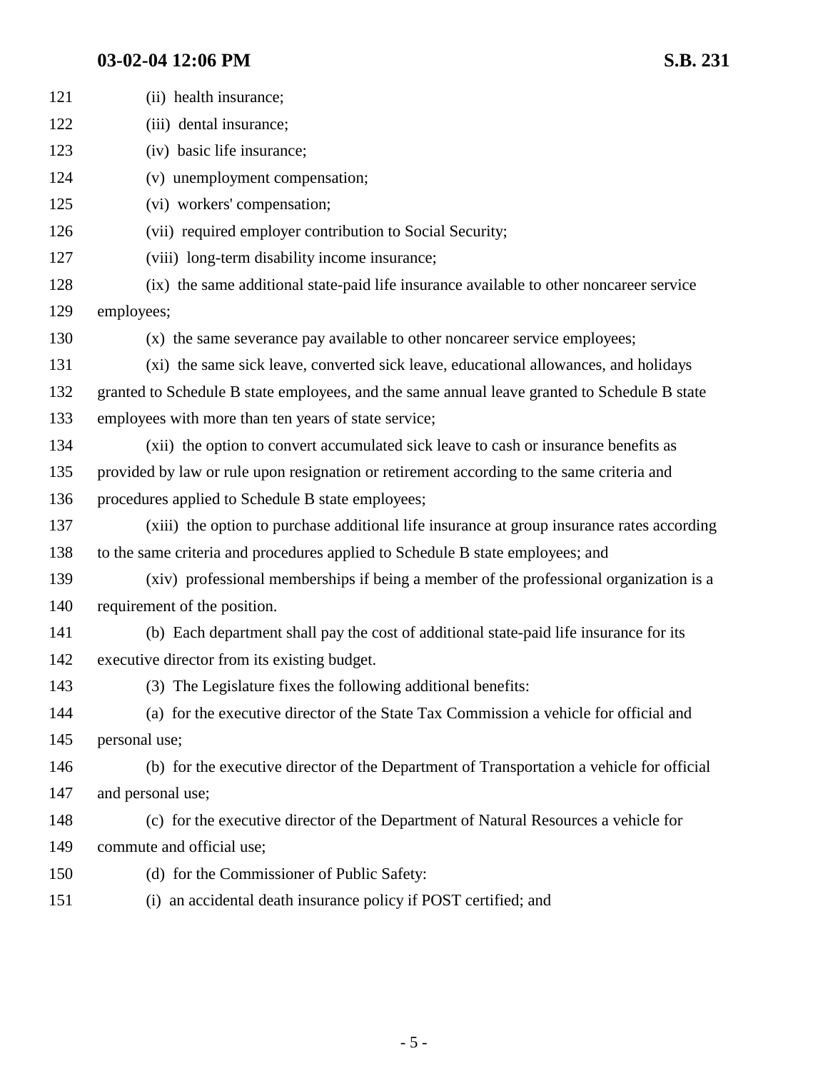(ii) health insurance;

(iii) dental insurance;

(iv) basic life insurance;

(v) unemployment compensation;

(vi) workers' compensation;

(vii) required employer contribution to Social Security;

(viii) long-term disability income insurance;

(ix) the same additional state-paid life insurance available to other noncareer service employees;

(x) the same severance pay available to other noncareer service employees;

(xi) the same sick leave, converted sick leave, educational allowances, and holidays granted to Schedule B state employees, and the same annual leave granted to Schedule B state employees with more than ten years of state service;

(xii) the option to convert accumulated sick leave to cash or insurance benefits as provided by law or rule upon resignation or retirement according to the same criteria and procedures applied to Schedule B state employees;

(xiii) the option to purchase additional life insurance at group insurance rates according to the same criteria and procedures applied to Schedule B state employees; and

(xiv) professional memberships if being a member of the professional organization is a requirement of the position.

(b) Each department shall pay the cost of additional state-paid life insurance for its executive director from its existing budget.

(3) The Legislature fixes the following additional benefits:

(a) for the executive director of the State Tax Commission a vehicle for official and personal use;

(b) for the executive director of the Department of Transportation a vehicle for official and personal use;

(c) for the executive director of the Department of Natural Resources a vehicle for commute and official use;

(d) for the Commissioner of Public Safety:

(i) an accidental death insurance policy if POST certified; and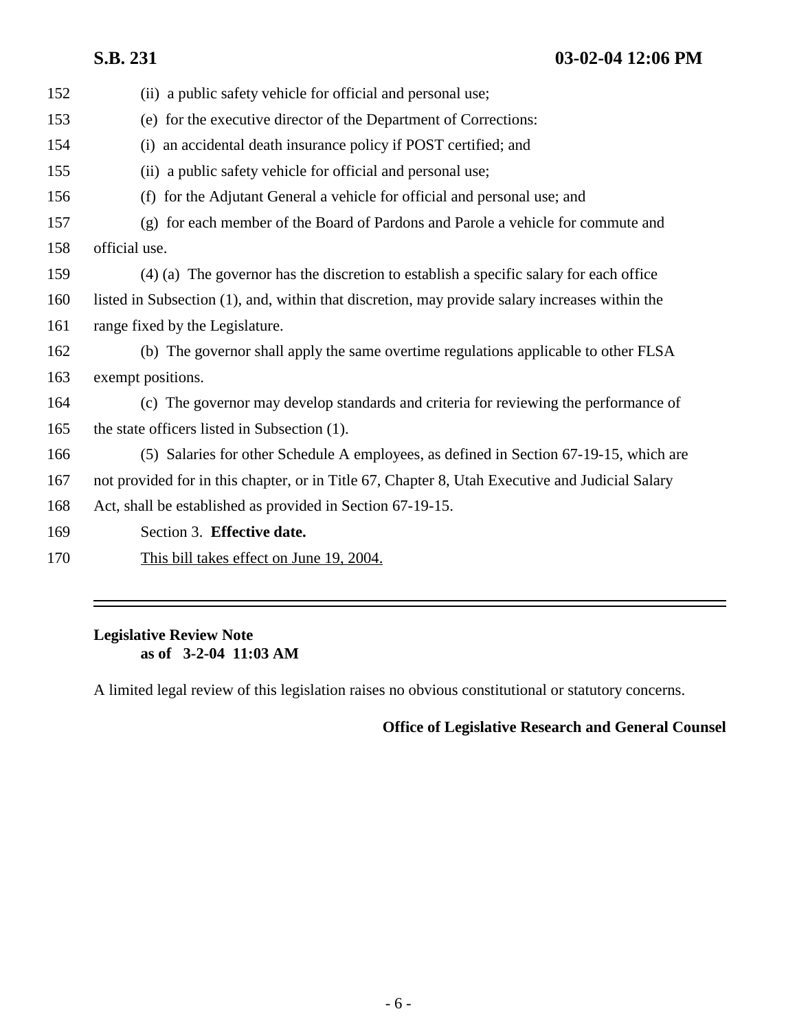(ii) a public safety vehicle for official and personal use;

(e) for the executive director of the Department of Corrections:

(i) an accidental death insurance policy if POST certified; and

(ii) a public safety vehicle for official and personal use;

(f) for the Adjutant General a vehicle for official and personal use; and

(g) for each member of the Board of Pardons and Parole a vehicle for commute and official use.

(4) (a) The governor has the discretion to establish a specific salary for each office listed in Subsection (1), and, within that discretion, may provide salary increases within the range fixed by the Legislature.

(b) The governor shall apply the same overtime regulations applicable to other FLSA exempt positions.

(c) The governor may develop standards and criteria for reviewing the performance of the state officers listed in Subsection (1).

(5) Salaries for other Schedule A employees, as defined in Section 67-19-15, which are not provided for in this chapter, or in Title 67, Chapter 8, Utah Executive and Judicial Salary Act, shall be established as provided in Section 67-19-15.

Section 3. **Effective date.**

This bill takes effect on June 19, 2004.

---

**Legislative Review Note**
**as of 3-2-04 11:03 AM**

A limited legal review of this legislation raises no obvious constitutional or statutory concerns.

**Office of Legislative Research and General Counsel**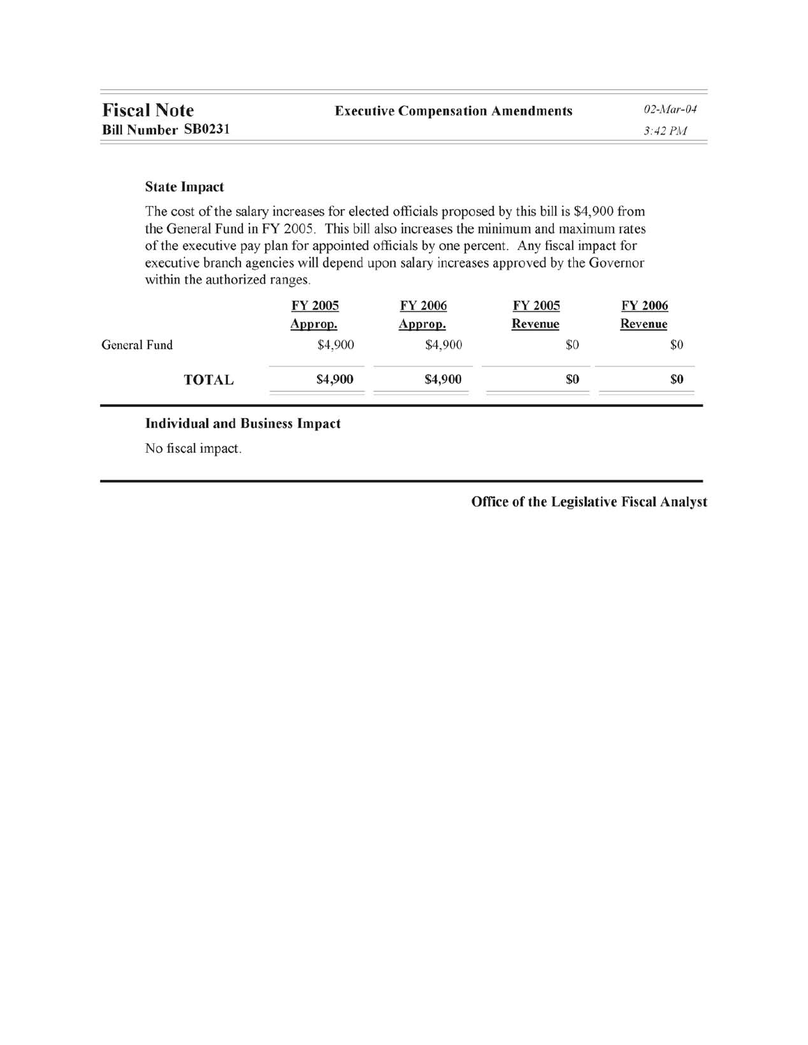**Fiscal Note** | **Executive Compensation Amendments** | *02-Mar-04*

**Bill Number SB0231** | *3:42 PM*

### State Impact

The cost of the salary increases for elected officials proposed by this bill is $4,900 from the General Fund in FY 2005. This bill also increases the minimum and maximum rates of the executive pay plan for appointed officials by one percent. Any fiscal impact for executive branch agencies will depend upon salary increases approved by the Governor within the authorized ranges.

| | FY 2005 Approp. | FY 2006 Approp. | FY 2005 Revenue | FY 2006 Revenue |
|---|---|---|---|---|
| General Fund | $4,900 | $4,900 | $0 | $0 |
| **TOTAL** | **$4,900** | **$4,900** | **$0** | **$0** |

### Individual and Business Impact

No fiscal impact.

**Office of the Legislative Fiscal Analyst**